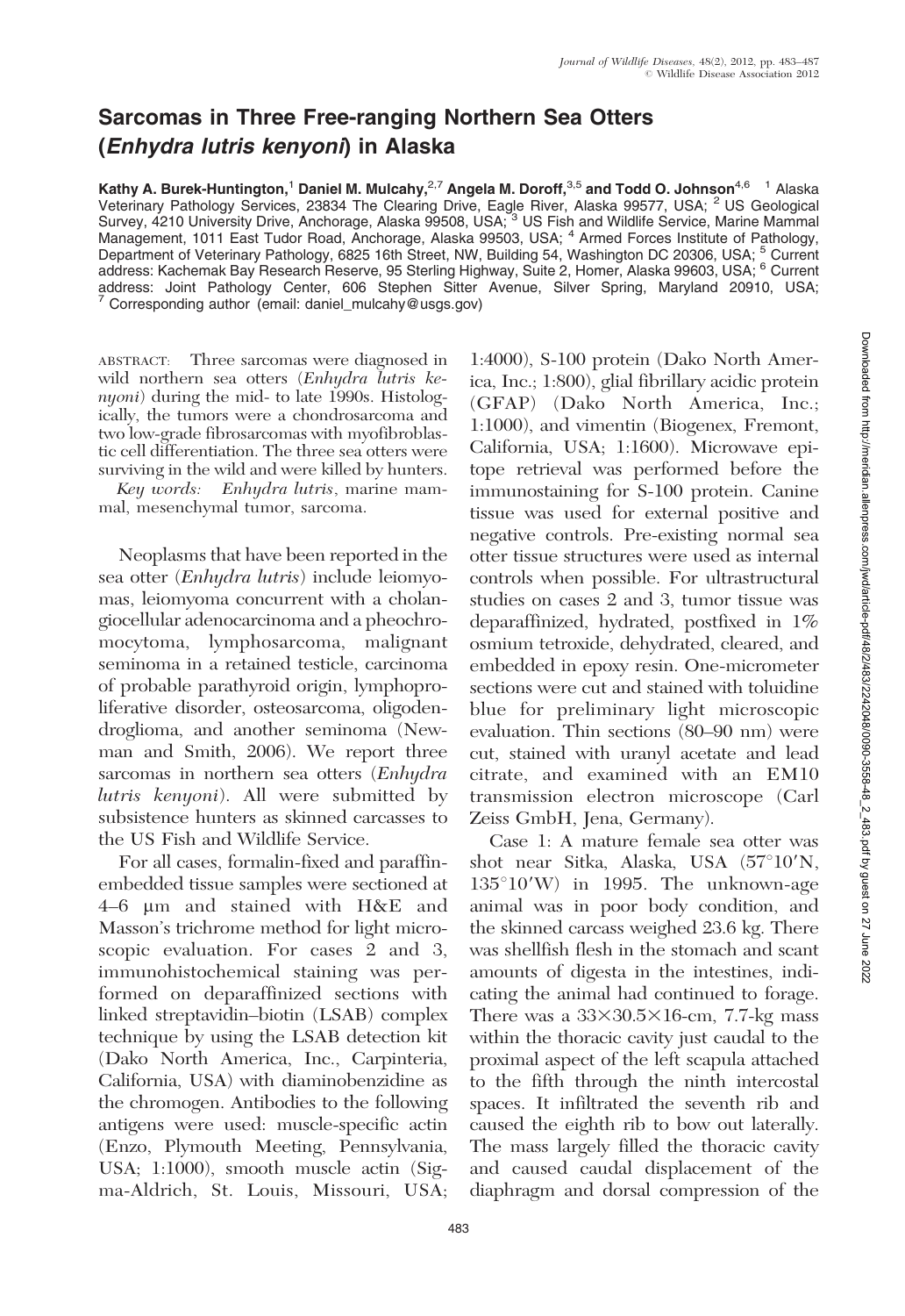# Sarcomas in Three Free-ranging Northern Sea Otters (*Enhydra lutris kenyoni*) in Alaska

**Kathy A. Burek-Huntington,[1] Daniel M. Mulcahy,[2,7] Angela M. Doroff,[3,5] and Todd O. Johnson[4,6]** [1] Alaska Veterinary Pathology Services, 23834 The Clearing Drive, Eagle River, Alaska 99577, USA; [2] US Geological Survey, 4210 University Drive, Anchorage, Alaska 99508, USA; [3] US Fish and Wildlife Service, Marine Mammal Management, 1011 East Tudor Road, Anchorage, Alaska 99503, USA; [4] Armed Forces Institute of Pathology, Department of Veterinary Pathology, 6825 16th Street, NW, Building 54, Washington DC 20306, USA; [5] Current address: Kachemak Bay Research Reserve, 95 Sterling Highway, Suite 2, Homer, Alaska 99603, USA; [6] Current address: Joint Pathology Center, 606 Stephen Sitter Avenue, Silver Spring, Maryland 20910, USA; [7] Corresponding author (email: daniel_mulcahy@usgs.gov)

ABSTRACT: Three sarcomas were diagnosed in wild northern sea otters (*Enhydra lutris kenyoni*) during the mid- to late 1990s. Histologically, the tumors were a chondrosarcoma and two low-grade fibrosarcomas with myofibroblastic cell differentiation. The three sea otters were surviving in the wild and were killed by hunters.

*Key words:* *Enhydra lutris*, marine mammal, mesenchymal tumor, sarcoma.

Neoplasms that have been reported in the sea otter (*Enhydra lutris*) include leiomyomas, leiomyoma concurrent with a cholangiocellular adenocarcinoma and a pheochromocytoma, lymphosarcoma, malignant seminoma in a retained testicle, carcinoma of probable parathyroid origin, lymphoproliferative disorder, osteosarcoma, oligodendroglioma, and another seminoma (Newman and Smith, 2006). We report three sarcomas in northern sea otters (*Enhydra lutris kenyoni*). All were submitted by subsistence hunters as skinned carcasses to the US Fish and Wildlife Service.

For all cases, formalin-fixed and paraffin-embedded tissue samples were sectioned at 4–6 μm and stained with H&E and Masson's trichrome method for light microscopic evaluation. For cases 2 and 3, immunohistochemical staining was performed on deparaffinized sections with linked streptavidin–biotin (LSAB) complex technique by using the LSAB detection kit (Dako North America, Inc., Carpinteria, California, USA) with diaminobenzidine as the chromogen. Antibodies to the following antigens were used: muscle-specific actin (Enzo, Plymouth Meeting, Pennsylvania, USA; 1:1000), smooth muscle actin (Sigma-Aldrich, St. Louis, Missouri, USA; 1:4000), S-100 protein (Dako North America, Inc.; 1:800), glial fibrillary acidic protein (GFAP) (Dako North America, Inc.; 1:1000), and vimentin (Biogenex, Fremont, California, USA; 1:1600). Microwave epitope retrieval was performed before the immunostaining for S-100 protein. Canine tissue was used for external positive and negative controls. Pre-existing normal sea otter tissue structures were used as internal controls when possible. For ultrastructural studies on cases 2 and 3, tumor tissue was deparaffinized, hydrated, postfixed in 1% osmium tetroxide, dehydrated, cleared, and embedded in epoxy resin. One-micrometer sections were cut and stained with toluidine blue for preliminary light microscopic evaluation. Thin sections (80–90 nm) were cut, stained with uranyl acetate and lead citrate, and examined with an EM10 transmission electron microscope (Carl Zeiss GmbH, Jena, Germany).

Case 1: A mature female sea otter was shot near Sitka, Alaska, USA (57°10′N, 135°10′W) in 1995. The unknown-age animal was in poor body condition, and the skinned carcass weighed 23.6 kg. There was shellfish flesh in the stomach and scant amounts of digesta in the intestines, indicating the animal had continued to forage. There was a 33×30.5×16-cm, 7.7-kg mass within the thoracic cavity just caudal to the proximal aspect of the left scapula attached to the fifth through the ninth intercostal spaces. It infiltrated the seventh rib and caused the eighth rib to bow out laterally. The mass largely filled the thoracic cavity and caused caudal displacement of the diaphragm and dorsal compression of the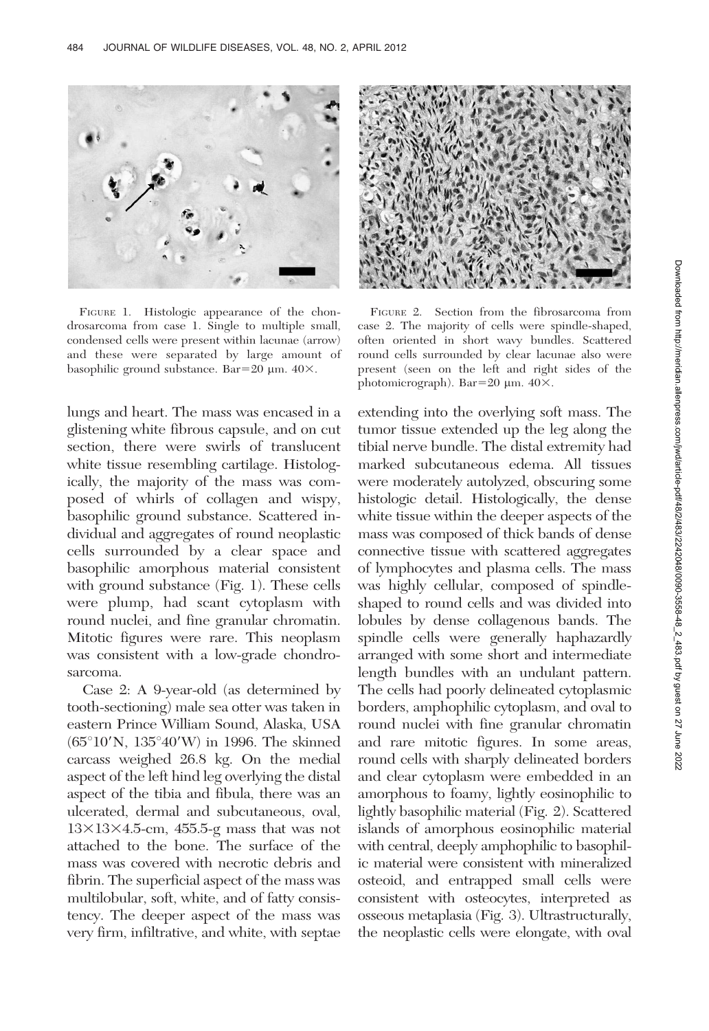FIGURE 1. Histologic appearance of the chondrosarcoma from case 1. Single to multiple small, condensed cells were present within lacunae (arrow) and these were separated by large amount of basophilic ground substance. Bar=20 μm. 40×.

FIGURE 2. Section from the fibrosarcoma from case 2. The majority of cells were spindle-shaped, often oriented in short wavy bundles. Scattered round cells surrounded by clear lacunae also were present (seen on the left and right sides of the photomicrograph). Bar=20 μm. 40×.

lungs and heart. The mass was encased in a glistening white fibrous capsule, and on cut section, there were swirls of translucent white tissue resembling cartilage. Histologically, the majority of the mass was composed of whirls of collagen and wispy, basophilic ground substance. Scattered individual and aggregates of round neoplastic cells surrounded by a clear space and basophilic amorphous material consistent with ground substance (Fig. 1). These cells were plump, had scant cytoplasm with round nuclei, and fine granular chromatin. Mitotic figures were rare. This neoplasm was consistent with a low-grade chondrosarcoma.

Case 2: A 9-year-old (as determined by tooth-sectioning) male sea otter was taken in eastern Prince William Sound, Alaska, USA (65°10′N, 135°40′W) in 1996. The skinned carcass weighed 26.8 kg. On the medial aspect of the left hind leg overlying the distal aspect of the tibia and fibula, there was an ulcerated, dermal and subcutaneous, oval, 13×13×4.5-cm, 455.5-g mass that was not attached to the bone. The surface of the mass was covered with necrotic debris and fibrin. The superficial aspect of the mass was multilobular, soft, white, and of fatty consistency. The deeper aspect of the mass was very firm, infiltrative, and white, with septae extending into the overlying soft mass. The tumor tissue extended up the leg along the tibial nerve bundle. The distal extremity had marked subcutaneous edema. All tissues were moderately autolyzed, obscuring some histologic detail. Histologically, the dense white tissue within the deeper aspects of the mass was composed of thick bands of dense connective tissue with scattered aggregates of lymphocytes and plasma cells. The mass was highly cellular, composed of spindle-shaped to round cells and was divided into lobules by dense collagenous bands. The spindle cells were generally haphazardly arranged with some short and intermediate length bundles with an undulant pattern. The cells had poorly delineated cytoplasmic borders, amphophilic cytoplasm, and oval to round nuclei with fine granular chromatin and rare mitotic figures. In some areas, round cells with sharply delineated borders and clear cytoplasm were embedded in an amorphous to foamy, lightly eosinophilic to lightly basophilic material (Fig. 2). Scattered islands of amorphous eosinophilic material with central, deeply amphophilic to basophilic material were consistent with mineralized osteoid, and entrapped small cells were consistent with osteocytes, interpreted as osseous metaplasia (Fig. 3). Ultrastructurally, the neoplastic cells were elongate, with oval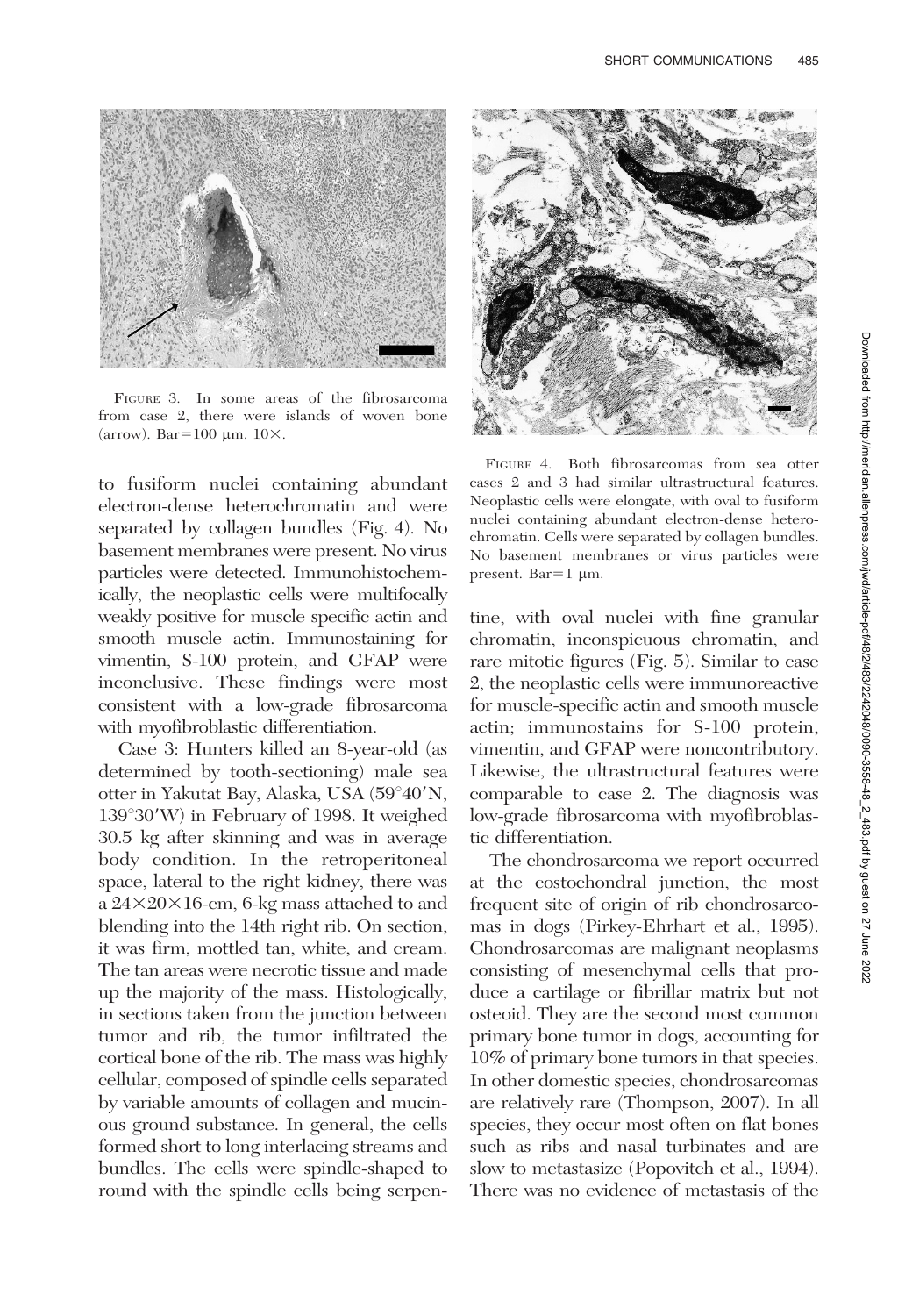FIGURE 3. In some areas of the fibrosarcoma from case 2, there were islands of woven bone (arrow). Bar=100 μm. 10×.

FIGURE 4. Both fibrosarcomas from sea otter cases 2 and 3 had similar ultrastructural features. Neoplastic cells were elongate, with oval to fusiform nuclei containing abundant electron-dense heterochromatin. Cells were separated by collagen bundles. No basement membranes or virus particles were present. Bar=1 μm.

to fusiform nuclei containing abundant electron-dense heterochromatin and were separated by collagen bundles (Fig. 4). No basement membranes were present. No virus particles were detected. Immunohistochemically, the neoplastic cells were multifocally weakly positive for muscle specific actin and smooth muscle actin. Immunostaining for vimentin, S-100 protein, and GFAP were inconclusive. These findings were most consistent with a low-grade fibrosarcoma with myofibroblastic differentiation.

Case 3: Hunters killed an 8-year-old (as determined by tooth-sectioning) male sea otter in Yakutat Bay, Alaska, USA (59°40′N, 139°30′W) in February of 1998. It weighed 30.5 kg after skinning and was in average body condition. In the retroperitoneal space, lateral to the right kidney, there was a 24×20×16-cm, 6-kg mass attached to and blending into the 14th right rib. On section, it was firm, mottled tan, white, and cream. The tan areas were necrotic tissue and made up the majority of the mass. Histologically, in sections taken from the junction between tumor and rib, the tumor infiltrated the cortical bone of the rib. The mass was highly cellular, composed of spindle cells separated by variable amounts of collagen and mucinous ground substance. In general, the cells formed short to long interlacing streams and bundles. The cells were spindle-shaped to round with the spindle cells being serpentine, with oval nuclei with fine granular chromatin, inconspicuous chromatin, and rare mitotic figures (Fig. 5). Similar to case 2, the neoplastic cells were immunoreactive for muscle-specific actin and smooth muscle actin; immunostains for S-100 protein, vimentin, and GFAP were noncontributory. Likewise, the ultrastructural features were comparable to case 2. The diagnosis was low-grade fibrosarcoma with myofibroblastic differentiation.

The chondrosarcoma we report occurred at the costochondral junction, the most frequent site of origin of rib chondrosarcomas in dogs (Pirkey-Ehrhart et al., 1995). Chondrosarcomas are malignant neoplasms consisting of mesenchymal cells that produce a cartilage or fibrillar matrix but not osteoid. They are the second most common primary bone tumor in dogs, accounting for 10% of primary bone tumors in that species. In other domestic species, chondrosarcomas are relatively rare (Thompson, 2007). In all species, they occur most often on flat bones such as ribs and nasal turbinates and are slow to metastasize (Popovitch et al., 1994). There was no evidence of metastasis of the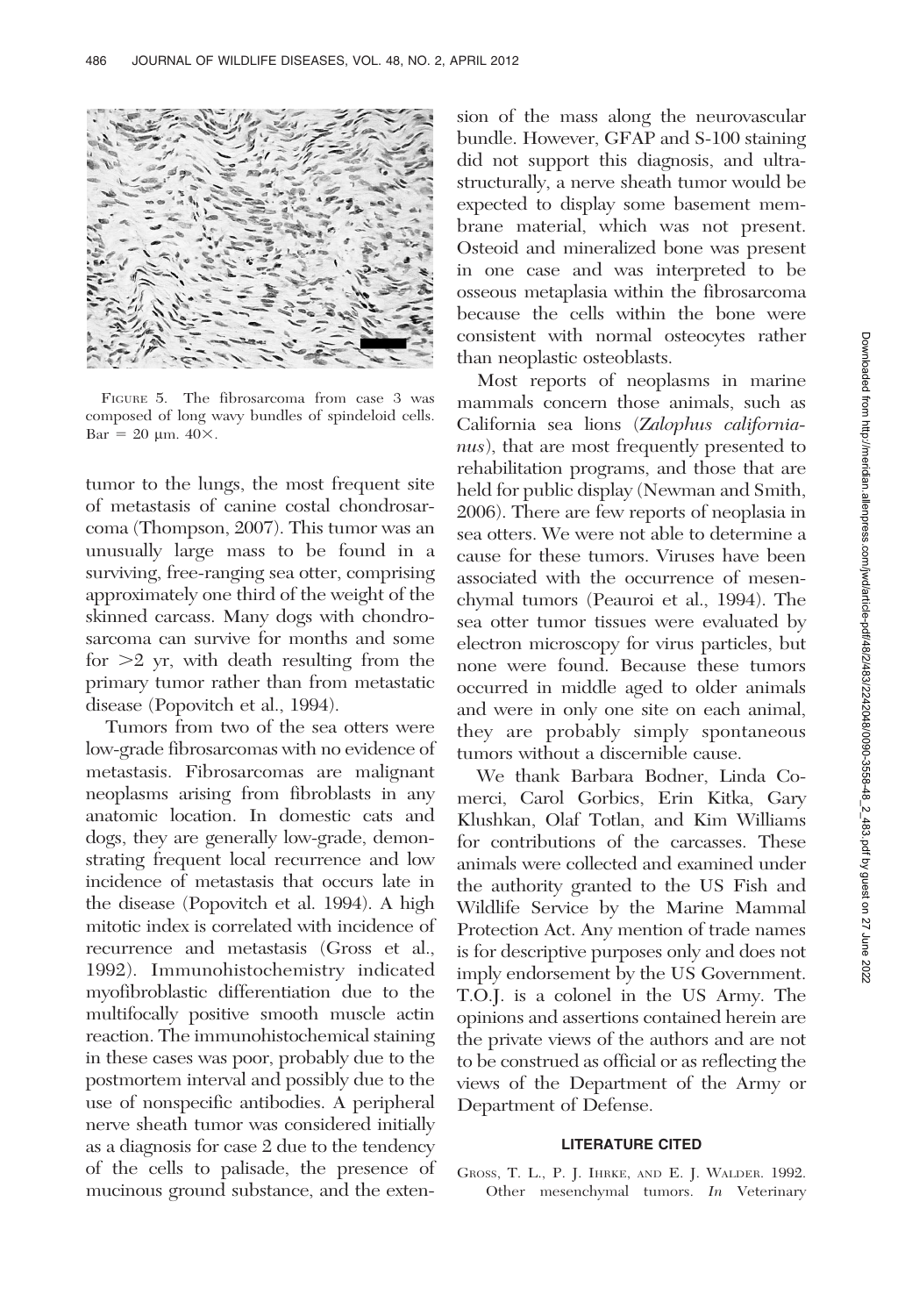FIGURE 5. The fibrosarcoma from case 3 was composed of long wavy bundles of spindeloid cells. Bar = 20 μm. 40×.

tumor to the lungs, the most frequent site of metastasis of canine costal chondrosarcoma (Thompson, 2007). This tumor was an unusually large mass to be found in a surviving, free-ranging sea otter, comprising approximately one third of the weight of the skinned carcass. Many dogs with chondrosarcoma can survive for months and some for >2 yr, with death resulting from the primary tumor rather than from metastatic disease (Popovitch et al., 1994).

Tumors from two of the sea otters were low-grade fibrosarcomas with no evidence of metastasis. Fibrosarcomas are malignant neoplasms arising from fibroblasts in any anatomic location. In domestic cats and dogs, they are generally low-grade, demonstrating frequent local recurrence and low incidence of metastasis that occurs late in the disease (Popovitch et al. 1994). A high mitotic index is correlated with incidence of recurrence and metastasis (Gross et al., 1992). Immunohistochemistry indicated myofibroblastic differentiation due to the multifocally positive smooth muscle actin reaction. The immunohistochemical staining in these cases was poor, probably due to the postmortem interval and possibly due to the use of nonspecific antibodies. A peripheral nerve sheath tumor was considered initially as a diagnosis for case 2 due to the tendency of the cells to palisade, the presence of mucinous ground substance, and the extension of the mass along the neurovascular bundle. However, GFAP and S-100 staining did not support this diagnosis, and ultrastructurally, a nerve sheath tumor would be expected to display some basement membrane material, which was not present. Osteoid and mineralized bone was present in one case and was interpreted to be osseous metaplasia within the fibrosarcoma because the cells within the bone were consistent with normal osteocytes rather than neoplastic osteoblasts.

Most reports of neoplasms in marine mammals concern those animals, such as California sea lions (*Zalophus californianus*), that are most frequently presented to rehabilitation programs, and those that are held for public display (Newman and Smith, 2006). There are few reports of neoplasia in sea otters. We were not able to determine a cause for these tumors. Viruses have been associated with the occurrence of mesenchymal tumors (Peauroi et al., 1994). The sea otter tumor tissues were evaluated by electron microscopy for virus particles, but none were found. Because these tumors occurred in middle aged to older animals and were in only one site on each animal, they are probably simply spontaneous tumors without a discernible cause.

We thank Barbara Bodner, Linda Comerci, Carol Gorbics, Erin Kitka, Gary Klushkan, Olaf Totlan, and Kim Williams for contributions of the carcasses. These animals were collected and examined under the authority granted to the US Fish and Wildlife Service by the Marine Mammal Protection Act. Any mention of trade names is for descriptive purposes only and does not imply endorsement by the US Government. T.O.J. is a colonel in the US Army. The opinions and assertions contained herein are the private views of the authors and are not to be construed as official or as reflecting the views of the Department of the Army or Department of Defense.

## LITERATURE CITED

GROSS, T. L., P. J. IHRKE, AND E. J. WALDER. 1992. Other mesenchymal tumors. *In* Veterinary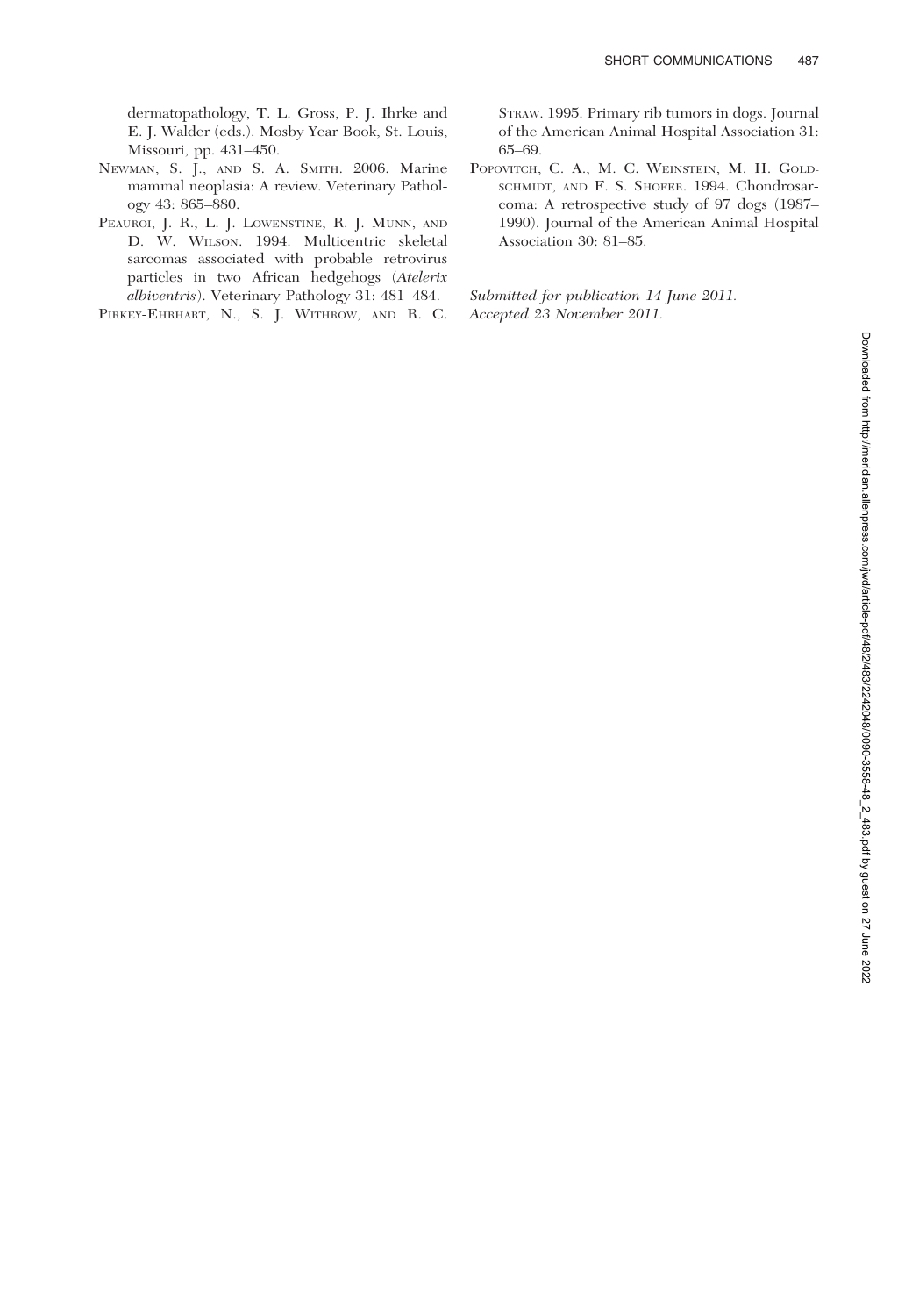dermatopathology, T. L. Gross, P. J. Ihrke and E. J. Walder (eds.). Mosby Year Book, St. Louis, Missouri, pp. 431–450.

Newman, S. J., and S. A. Smith. 2006. Marine mammal neoplasia: A review. Veterinary Pathology 43: 865–880.

Peauroi, J. R., L. J. Lowenstine, R. J. Munn, and D. W. Wilson. 1994. Multicentric skeletal sarcomas associated with probable retrovirus particles in two African hedgehogs (*Atelerix albiventris*). Veterinary Pathology 31: 481–484.

Pirkey-Ehrhart, N., S. J. Withrow, and R. C. Straw. 1995. Primary rib tumors in dogs. Journal of the American Animal Hospital Association 31: 65–69.

Popovitch, C. A., M. C. Weinstein, M. H. Goldschmidt, and F. S. Shofer. 1994. Chondrosarcoma: A retrospective study of 97 dogs (1987–1990). Journal of the American Animal Hospital Association 30: 81–85.

*Submitted for publication 14 June 2011.*
*Accepted 23 November 2011.*